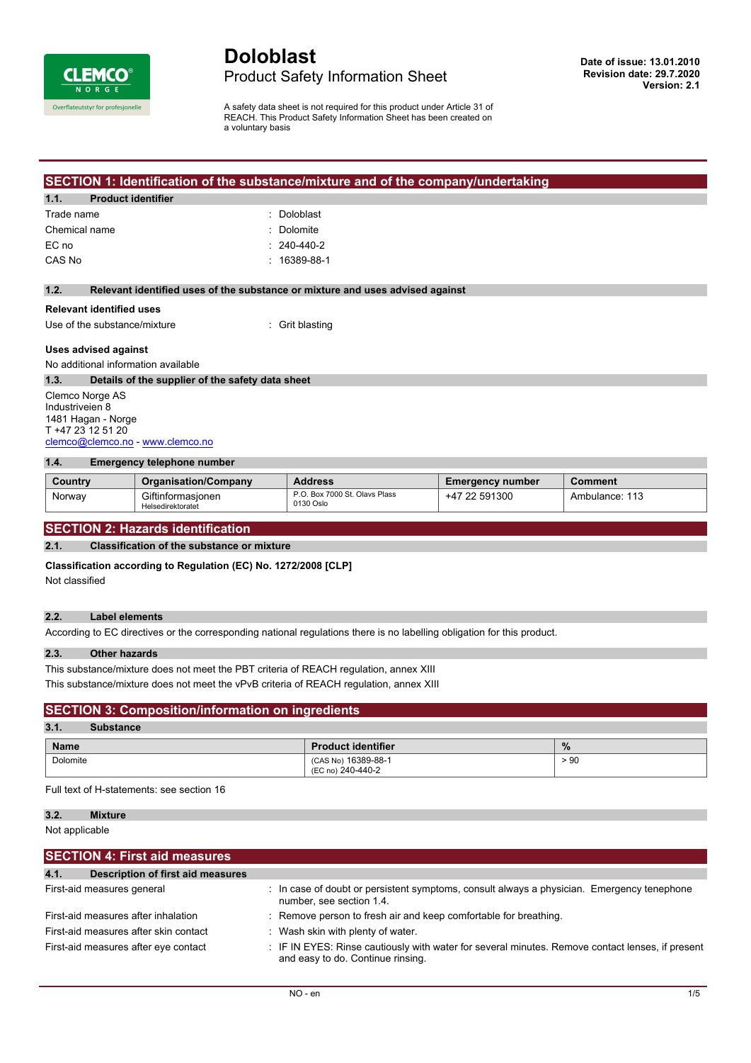# Doloblast

## Product Safety Information Sheet

**Date of issue: 13.01.2010**
**Revision date: 29.7.2020**
**Version: 2.1**

A safety data sheet is not required for this product under Article 31 of REACH. This Product Safety Information Sheet has been created on a voluntary basis

## SECTION 1: Identification of the substance/mixture and of the company/undertaking

### 1.1. Product identifier

Trade name : Doloblast
Chemical name : Dolomite
EC no : 240-440-2
CAS No : 16389-88-1

### 1.2. Relevant identified uses of the substance or mixture and uses advised against

**Relevant identified uses**

Use of the substance/mixture : Grit blasting

**Uses advised against**

No additional information available

### 1.3. Details of the supplier of the safety data sheet

Clemco Norge AS
Industriveien 8
1481 Hagan - Norge
T +47 23 12 51 20
clemco@clemco.no - www.clemco.no

### 1.4. Emergency telephone number

| Country | Organisation/Company | Address | Emergency number | Comment |
|---|---|---|---|---|
| Norway | Giftinformasjonen Helsedirektoratet | P.O. Box 7000 St. Olavs Plass 0130 Oslo | +47 22 591300 | Ambulance: 113 |

## SECTION 2: Hazards identification

### 2.1. Classification of the substance or mixture

**Classification according to Regulation (EC) No. 1272/2008 [CLP]**

Not classified

### 2.2. Label elements

According to EC directives or the corresponding national regulations there is no labelling obligation for this product.

### 2.3. Other hazards

This substance/mixture does not meet the PBT criteria of REACH regulation, annex XIII
This substance/mixture does not meet the vPvB criteria of REACH regulation, annex XIII

## SECTION 3: Composition/information on ingredients

### 3.1. Substance

| Name | Product identifier | % |
|---|---|---|
| Dolomite | (CAS No) 16389-88-1 (EC no) 240-440-2 | > 90 |

Full text of H-statements: see section 16

### 3.2. Mixture

Not applicable

## SECTION 4: First aid measures

### 4.1. Description of first aid measures

First-aid measures general : In case of doubt or persistent symptoms, consult always a physician. Emergency tenephone number, see section 1.4.
First-aid measures after inhalation : Remove person to fresh air and keep comfortable for breathing.
First-aid measures after skin contact : Wash skin with plenty of water.
First-aid measures after eye contact : IF IN EYES: Rinse cautiously with water for several minutes. Remove contact lenses, if present and easy to do. Continue rinsing.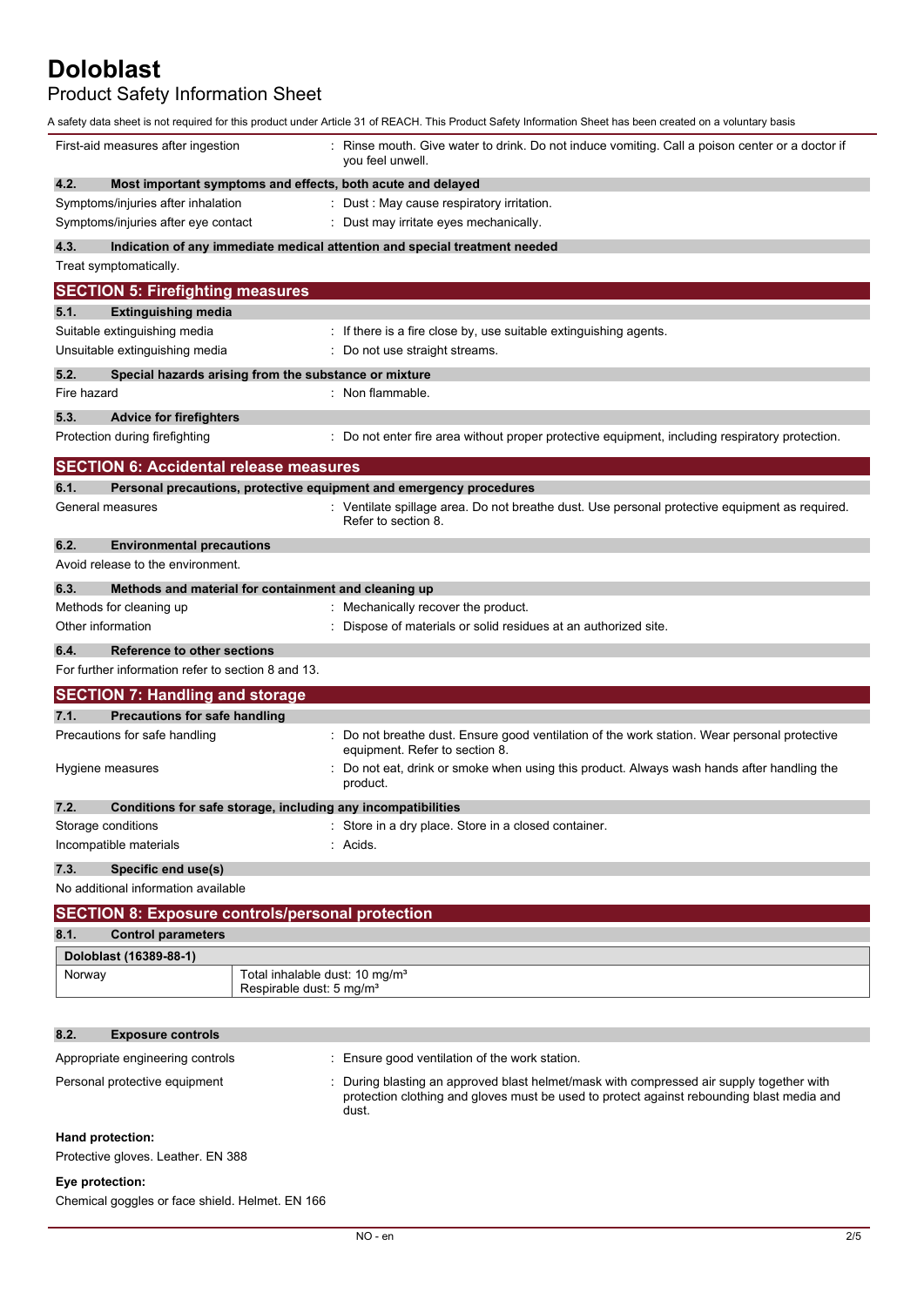A safety data sheet is not required for this product under Article 31 of REACH. This Product Safety Information Sheet has been created on a voluntary basis

First-aid measures after ingestion : Rinse mouth. Give water to drink. Do not induce vomiting. Call a poison center or a doctor if you feel unwell.

### 4.2. Most important symptoms and effects, both acute and delayed

Symptoms/injuries after inhalation : Dust : May cause respiratory irritation.

Symptoms/injuries after eye contact : Dust may irritate eyes mechanically.

### 4.3. Indication of any immediate medical attention and special treatment needed

Treat symptomatically.

## SECTION 5: Firefighting measures

### 5.1. Extinguishing media

Suitable extinguishing media : If there is a fire close by, use suitable extinguishing agents.

Unsuitable extinguishing media : Do not use straight streams.

### 5.2. Special hazards arising from the substance or mixture

Fire hazard : Non flammable.

### 5.3. Advice for firefighters

Protection during firefighting : Do not enter fire area without proper protective equipment, including respiratory protection.

## SECTION 6: Accidental release measures

### 6.1. Personal precautions, protective equipment and emergency procedures

General measures : Ventilate spillage area. Do not breathe dust. Use personal protective equipment as required. Refer to section 8.

### 6.2. Environmental precautions

Avoid release to the environment.

### 6.3. Methods and material for containment and cleaning up

Methods for cleaning up : Mechanically recover the product.

Other information : Dispose of materials or solid residues at an authorized site.

### 6.4. Reference to other sections

For further information refer to section 8 and 13.

## SECTION 7: Handling and storage

### 7.1. Precautions for safe handling

Precautions for safe handling : Do not breathe dust. Ensure good ventilation of the work station. Wear personal protective equipment. Refer to section 8.

Hygiene measures : Do not eat, drink or smoke when using this product. Always wash hands after handling the product.

### 7.2. Conditions for safe storage, including any incompatibilities

Storage conditions : Store in a dry place. Store in a closed container.

Incompatible materials : Acids.

### 7.3. Specific end use(s)

No additional information available

## SECTION 8: Exposure controls/personal protection

### 8.1. Control parameters

| Doloblast (16389-88-1) | |
|---|---|
| Norway | Total inhalable dust: 10 mg/m³<br>Respirable dust: 5 mg/m³ |

### 8.2. Exposure controls

Appropriate engineering controls : Ensure good ventilation of the work station.

Personal protective equipment : During blasting an approved blast helmet/mask with compressed air supply together with protection clothing and gloves must be used to protect against rebounding blast media and dust.

**Hand protection:**

Protective gloves. Leather. EN 388

**Eye protection:**

Chemical goggles or face shield. Helmet. EN 166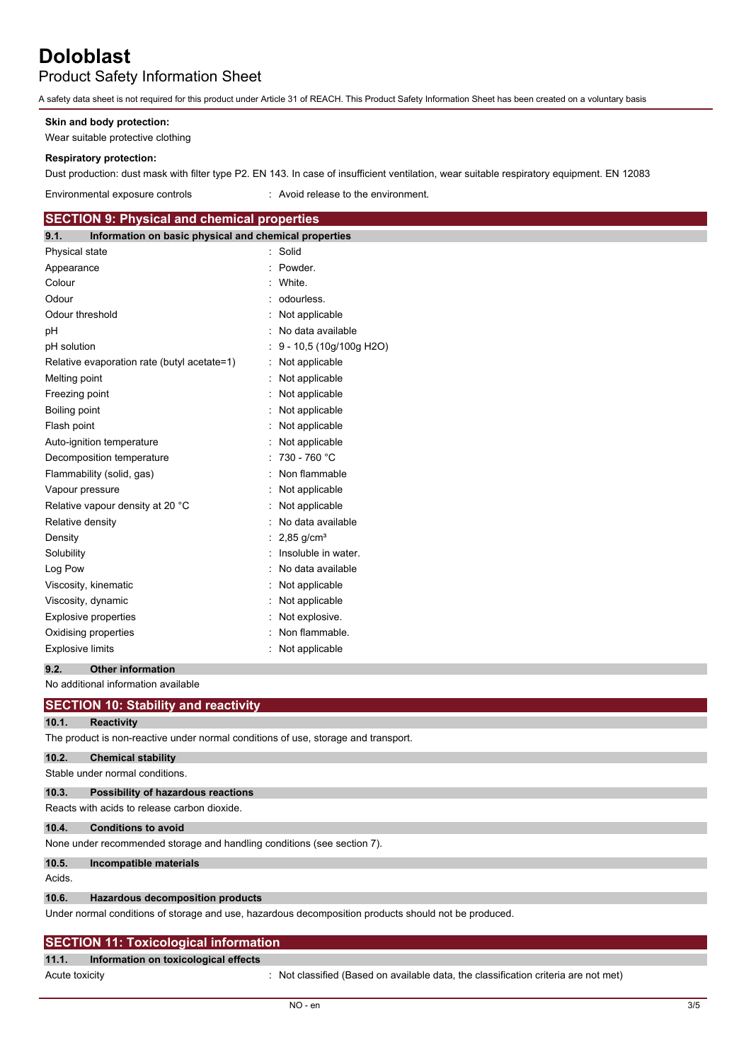**Skin and body protection:**

Wear suitable protective clothing

**Respiratory protection:**

Dust production: dust mask with filter type P2. EN 143. In case of insufficient ventilation, wear suitable respiratory equipment. EN 12083

Environmental exposure controls : Avoid release to the environment.

## SECTION 9: Physical and chemical properties

### 9.1. Information on basic physical and chemical properties

| Property | Value |
|---|---|
| Physical state | Solid |
| Appearance | Powder. |
| Colour | White. |
| Odour | odourless. |
| Odour threshold | Not applicable |
| pH | No data available |
| pH solution | 9 - 10,5 (10g/100g $H_2O$) |
| Relative evaporation rate (butyl acetate=1) | Not applicable |
| Melting point | Not applicable |
| Freezing point | Not applicable |
| Boiling point | Not applicable |
| Flash point | Not applicable |
| Auto-ignition temperature | Not applicable |
| Decomposition temperature | 730 - 760 °C |
| Flammability (solid, gas) | Non flammable |
| Vapour pressure | Not applicable |
| Relative vapour density at 20 °C | Not applicable |
| Relative density | No data available |
| Density | 2,85 g/cm³ |
| Solubility | Insoluble in water. |
| Log Pow | No data available |
| Viscosity, kinematic | Not applicable |
| Viscosity, dynamic | Not applicable |
| Explosive properties | Not explosive. |
| Oxidising properties | Non flammable. |
| Explosive limits | Not applicable |

### 9.2. Other information

No additional information available

## SECTION 10: Stability and reactivity

### 10.1. Reactivity

The product is non-reactive under normal conditions of use, storage and transport.

### 10.2. Chemical stability

Stable under normal conditions.

### 10.3. Possibility of hazardous reactions

Reacts with acids to release carbon dioxide.

### 10.4. Conditions to avoid

None under recommended storage and handling conditions (see section 7).

### 10.5. Incompatible materials

Acids.

### 10.6. Hazardous decomposition products

Under normal conditions of storage and use, hazardous decomposition products should not be produced.

## SECTION 11: Toxicological information

### 11.1. Information on toxicological effects

Acute toxicity : Not classified (Based on available data, the classification criteria are not met)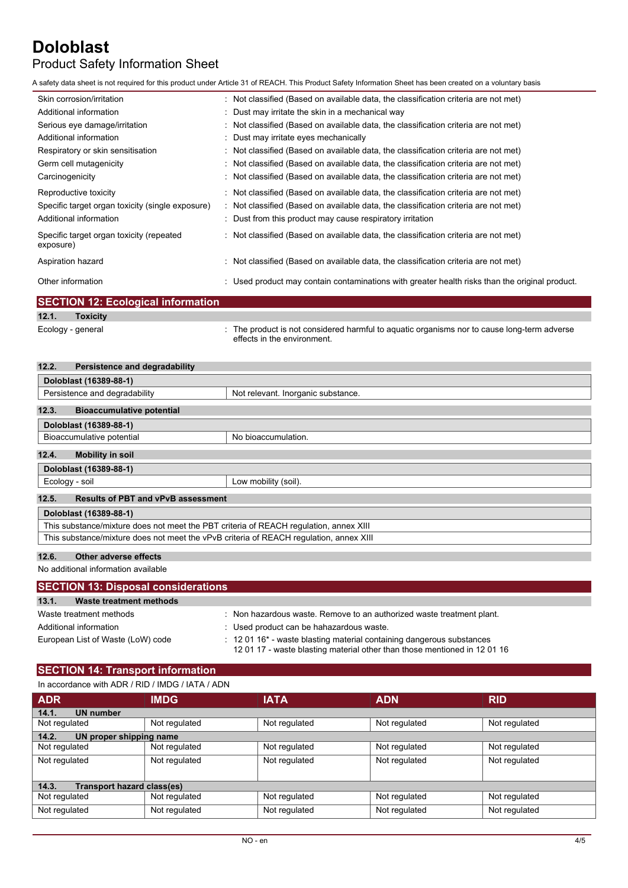| | |
|---|---|
| Skin corrosion/irritation | : Not classified (Based on available data, the classification criteria are not met) |
| Additional information | : Dust may irritate the skin in a mechanical way |
| Serious eye damage/irritation | : Not classified (Based on available data, the classification criteria are not met) |
| Additional information | : Dust may irritate eyes mechanically |
| Respiratory or skin sensitisation | : Not classified (Based on available data, the classification criteria are not met) |
| Germ cell mutagenicity | : Not classified (Based on available data, the classification criteria are not met) |
| Carcinogenicity | : Not classified (Based on available data, the classification criteria are not met) |
| Reproductive toxicity | : Not classified (Based on available data, the classification criteria are not met) |
| Specific target organ toxicity (single exposure) | : Not classified (Based on available data, the classification criteria are not met) |
| Additional information | : Dust from this product may cause respiratory irritation |
| Specific target organ toxicity (repeated exposure) | : Not classified (Based on available data, the classification criteria are not met) |
| Aspiration hazard | : Not classified (Based on available data, the classification criteria are not met) |
| Other information | : Used product may contain contaminations with greater health risks than the original product. |

## SECTION 12: Ecological information

### 12.1. Toxicity

Ecology - general : The product is not considered harmful to aquatic organisms nor to cause long-term adverse effects in the environment.

### 12.2. Persistence and degradability

| Doloblast (16389-88-1) | |
|---|---|
| Persistence and degradability | Not relevant. Inorganic substance. |

### 12.3. Bioaccumulative potential

| Doloblast (16389-88-1) | |
|---|---|
| Bioaccumulative potential | No bioaccumulation. |

### 12.4. Mobility in soil

| Doloblast (16389-88-1) | |
|---|---|
| Ecology - soil | Low mobility (soil). |

### 12.5. Results of PBT and vPvB assessment

| Doloblast (16389-88-1) |
|---|
| This substance/mixture does not meet the PBT criteria of REACH regulation, annex XIII |
| This substance/mixture does not meet the vPvB criteria of REACH regulation, annex XIII |

### 12.6. Other adverse effects

No additional information available

## SECTION 13: Disposal considerations

### 13.1. Waste treatment methods

| | |
|---|---|
| Waste treatment methods | : Non hazardous waste. Remove to an authorized waste treatment plant. |
| Additional information | : Used product can be hahazardous waste. |
| European List of Waste (LoW) code | : 12 01 16* - waste blasting material containing dangerous substances<br>12 01 17 - waste blasting material other than those mentioned in 12 01 16 |

## SECTION 14: Transport information

In accordance with ADR / RID / IMDG / IATA / ADN

| ADR | IMDG | IATA | ADN | RID |
|---|---|---|---|---|
| **14.1. UN number** | | | | |
| Not regulated | Not regulated | Not regulated | Not regulated | Not regulated |
| **14.2. UN proper shipping name** | | | | |
| Not regulated | Not regulated | Not regulated | Not regulated | Not regulated |
| Not regulated | Not regulated | Not regulated | Not regulated | Not regulated |
| **14.3. Transport hazard class(es)** | | | | |
| Not regulated | Not regulated | Not regulated | Not regulated | Not regulated |
| Not regulated | Not regulated | Not regulated | Not regulated | Not regulated |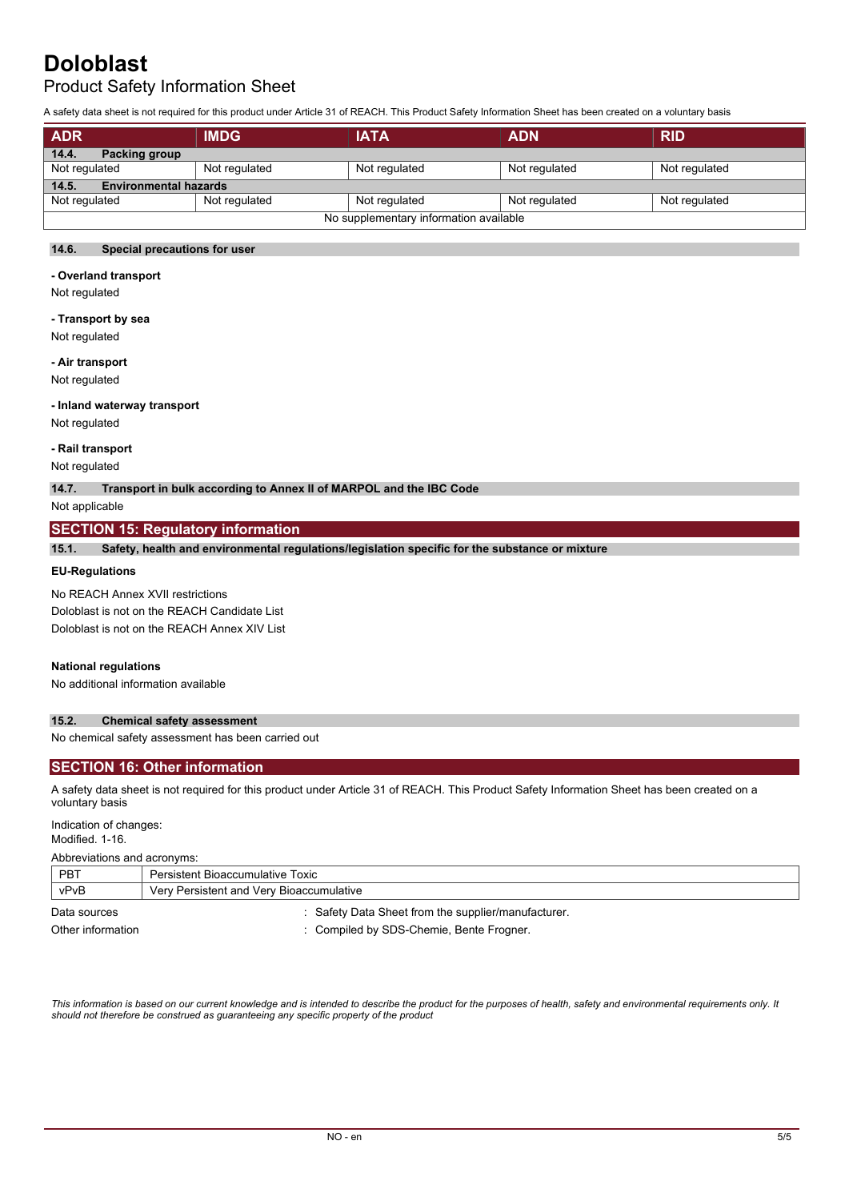# Doloblast

## Product Safety Information Sheet

A safety data sheet is not required for this product under Article 31 of REACH. This Product Safety Information Sheet has been created on a voluntary basis

| ADR | IMDG | IATA | ADN | RID |
|---|---|---|---|---|
| **14.4. Packing group** | | | | |
| Not regulated | Not regulated | Not regulated | Not regulated | Not regulated |
| **14.5. Environmental hazards** | | | | |
| Not regulated | Not regulated | Not regulated | Not regulated | Not regulated |
| No supplementary information available | | | | |

### 14.6. Special precautions for user

**- Overland transport**

Not regulated

**- Transport by sea**

Not regulated

**- Air transport**

Not regulated

**- Inland waterway transport**

Not regulated

**- Rail transport**

Not regulated

### 14.7. Transport in bulk according to Annex II of MARPOL and the IBC Code

Not applicable

## SECTION 15: Regulatory information

### 15.1. Safety, health and environmental regulations/legislation specific for the substance or mixture

**EU-Regulations**

No REACH Annex XVII restrictions
Doloblast is not on the REACH Candidate List
Doloblast is not on the REACH Annex XIV List

**National regulations**

No additional information available

### 15.2. Chemical safety assessment

No chemical safety assessment has been carried out

## SECTION 16: Other information

A safety data sheet is not required for this product under Article 31 of REACH. This Product Safety Information Sheet has been created on a voluntary basis

Indication of changes:
Modified. 1-16.

Abbreviations and acronyms:

| | |
|---|---|
| PBT | Persistent Bioaccumulative Toxic |
| vPvB | Very Persistent and Very Bioaccumulative |

Data sources : Safety Data Sheet from the supplier/manufacturer.

Other information : Compiled by SDS-Chemie, Bente Frogner.

*This information is based on our current knowledge and is intended to describe the product for the purposes of health, safety and environmental requirements only. It should not therefore be construed as guaranteeing any specific property of the product*

NO - en